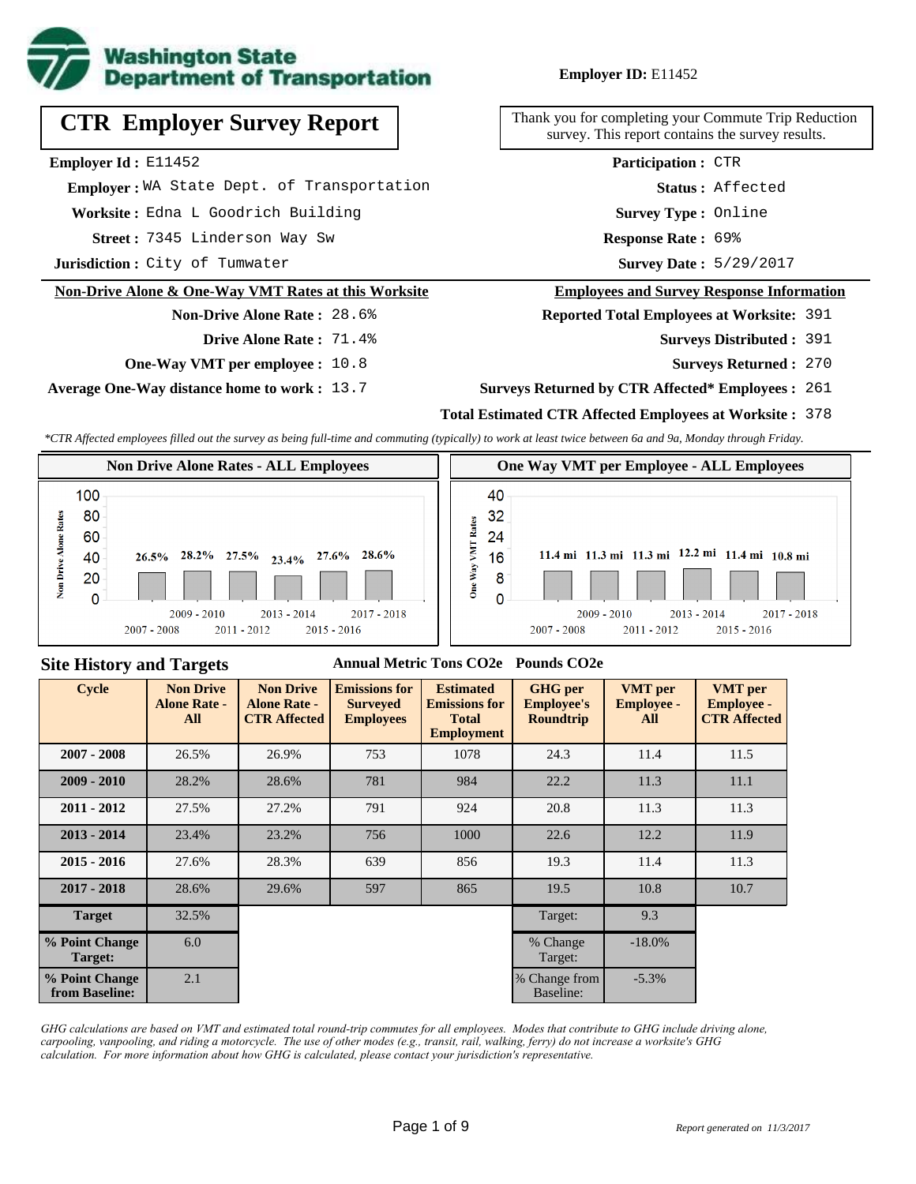**Washington State Department of Transportation**

**Employer ID:** E11452

# CTR Employer Survey Report

Thank you for completing your Commute Trip Reduction survey. This report contains the survey results.

**Employer Id :** E11452
**Employer :** WA State Dept. of Transportation
**Worksite :** Edna L Goodrich Building
**Street :** 7345 Linderson Way Sw
**Jurisdiction :** City of Tumwater

**Participation :** CTR
**Status :** Affected
**Survey Type :** Online
**Response Rate :** 69%
**Survey Date :** 5/29/2017

## Non-Drive Alone & One-Way VMT Rates at this Worksite

**Non-Drive Alone Rate :** 28.6%
**Drive Alone Rate :** 71.4%
**One-Way VMT per employee :** 10.8
**Average One-Way distance home to work :** 13.7

## Employees and Survey Response Information

**Reported Total Employees at Worksite:** 391
**Surveys Distributed :** 391
**Surveys Returned :** 270
**Surveys Returned by CTR Affected* Employees :** 261
**Total Estimated CTR Affected Employees at Worksite :** 378

*\*CTR Affected employees filled out the survey as being full-time and commuting (typically) to work at least twice between 6a and 9a, Monday through Friday.*

**Non Drive Alone Rates - ALL Employees**

Non Drive Alone Rates
100
80
60
40
20
0
26.5% 28.2% 27.5% 23.4% 27.6% 28.6%
2007 - 2008
2009 - 2010
2011 - 2012
2013 - 2014
2015 - 2016
2017 - 2018

**One Way VMT per Employee - ALL Employees**

One Way VMT Rates
40
32
24
16
8
0
11.4 mi 11.3 mi 11.3 mi 12.2 mi 11.4 mi 10.8 mi
2007 - 2008
2009 - 2010
2011 - 2012
2013 - 2014
2015 - 2016
2017 - 2018

## Site History and Targets

| Cycle | Non Drive Alone Rate - All | Non Drive Alone Rate - CTR Affected | Emissions for Surveyed Employees (Annual Metric Tons $CO_2e$) | Estimated Emissions for Total Employment (Annual Metric Tons $CO_2e$) | GHG per Employee's Roundtrip (Pounds $CO_2e$) | VMT per Employee - All | VMT per Employee - CTR Affected |
|---|---|---|---|---|---|---|---|
| 2007 - 2008 | 26.5% | 26.9% | 753 | 1078 | 24.3 | 11.4 | 11.5 |
| 2009 - 2010 | 28.2% | 28.6% | 781 | 984 | 22.2 | 11.3 | 11.1 |
| 2011 - 2012 | 27.5% | 27.2% | 791 | 924 | 20.8 | 11.3 | 11.3 |
| 2013 - 2014 | 23.4% | 23.2% | 756 | 1000 | 22.6 | 12.2 | 11.9 |
| 2015 - 2016 | 27.6% | 28.3% | 639 | 856 | 19.3 | 11.4 | 11.3 |
| 2017 - 2018 | 28.6% | 29.6% | 597 | 865 | 19.5 | 10.8 | 10.7 |
| Target | 32.5% | | | | Target: | 9.3 | |
| % Point Change Target: | 6.0 | | | | % Change Target: | -18.0% | |
| % Point Change from Baseline: | 2.1 | | | | % Change from Baseline: | -5.3% | |

*GHG calculations are based on VMT and estimated total round-trip commutes for all employees. Modes that contribute to GHG include driving alone, carpooling, vanpooling, and riding a motorcycle. The use of other modes (e.g., transit, rail, walking, ferry) do not increase a worksite's GHG calculation. For more information about how GHG is calculated, please contact your jurisdiction's representative.*

*Report generated on 11/3/2017*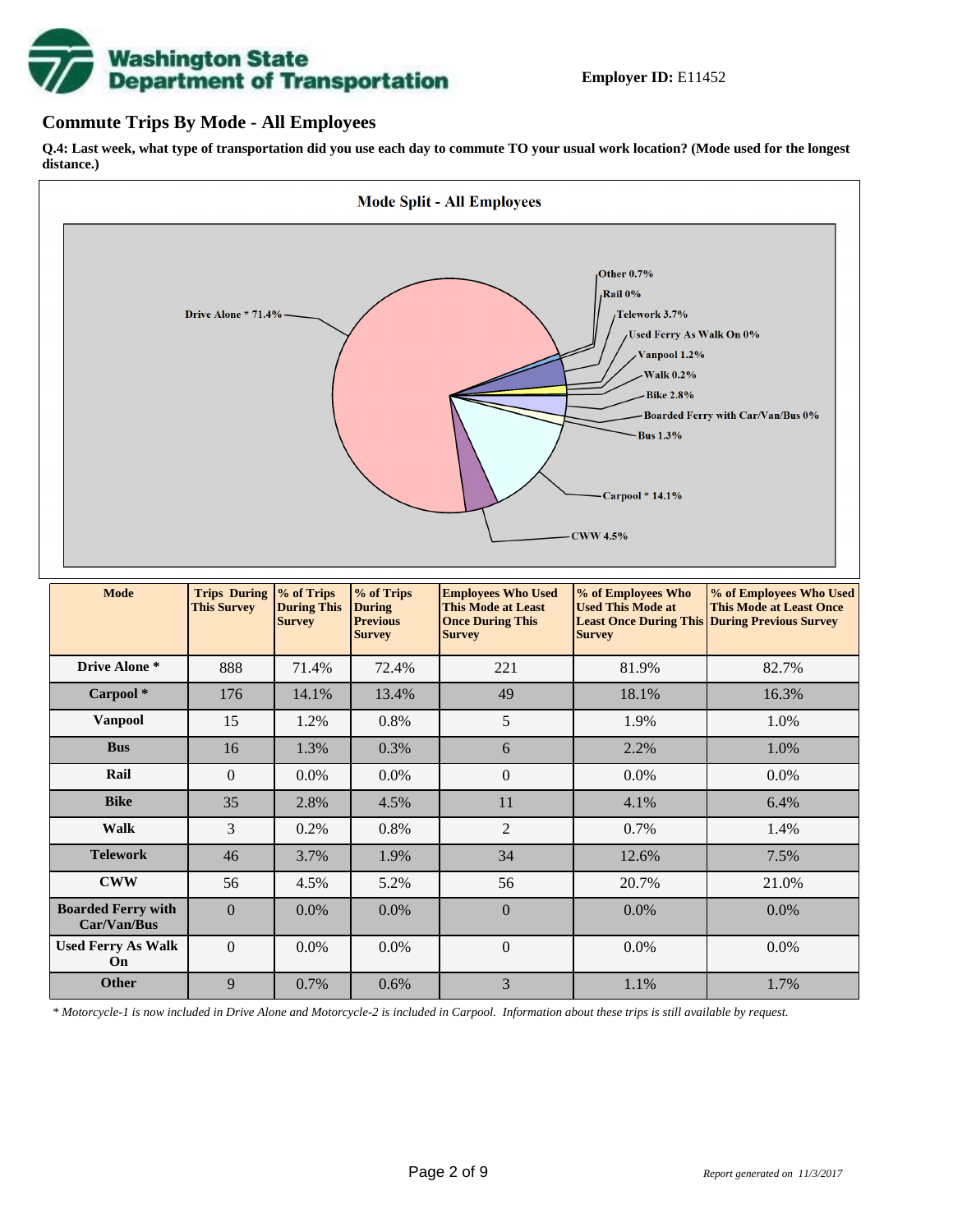**Employer ID:** E11452

## Commute Trips By Mode - All Employees

**Q.4: Last week, what type of transportation did you use each day to commute TO your usual work location? (Mode used for the longest distance.)**

| Mode | Trips During This Survey | % of Trips During This Survey | % of Trips During Previous Survey | Employees Who Used This Mode at Least Once During This Survey | % of Employees Who Used This Mode at Least Once During This Survey | % of Employees Who Used This Mode at Least Once During Previous Survey |
|---|---|---|---|---|---|---|
| Drive Alone * | 888 | 71.4% | 72.4% | 221 | 81.9% | 82.7% |
| Carpool * | 176 | 14.1% | 13.4% | 49 | 18.1% | 16.3% |
| Vanpool | 15 | 1.2% | 0.8% | 5 | 1.9% | 1.0% |
| Bus | 16 | 1.3% | 0.3% | 6 | 2.2% | 1.0% |
| Rail | 0 | 0.0% | 0.0% | 0 | 0.0% | 0.0% |
| Bike | 35 | 2.8% | 4.5% | 11 | 4.1% | 6.4% |
| Walk | 3 | 0.2% | 0.8% | 2 | 0.7% | 1.4% |
| Telework | 46 | 3.7% | 1.9% | 34 | 12.6% | 7.5% |
| CWW | 56 | 4.5% | 5.2% | 56 | 20.7% | 21.0% |
| Boarded Ferry with Car/Van/Bus | 0 | 0.0% | 0.0% | 0 | 0.0% | 0.0% |
| Used Ferry As Walk On | 0 | 0.0% | 0.0% | 0 | 0.0% | 0.0% |
| Other | 9 | 0.7% | 0.6% | 3 | 1.1% | 1.7% |

*\* Motorcycle-1 is now included in Drive Alone and Motorcycle-2 is included in Carpool. Information about these trips is still available by request.*

*Report generated on 11/3/2017*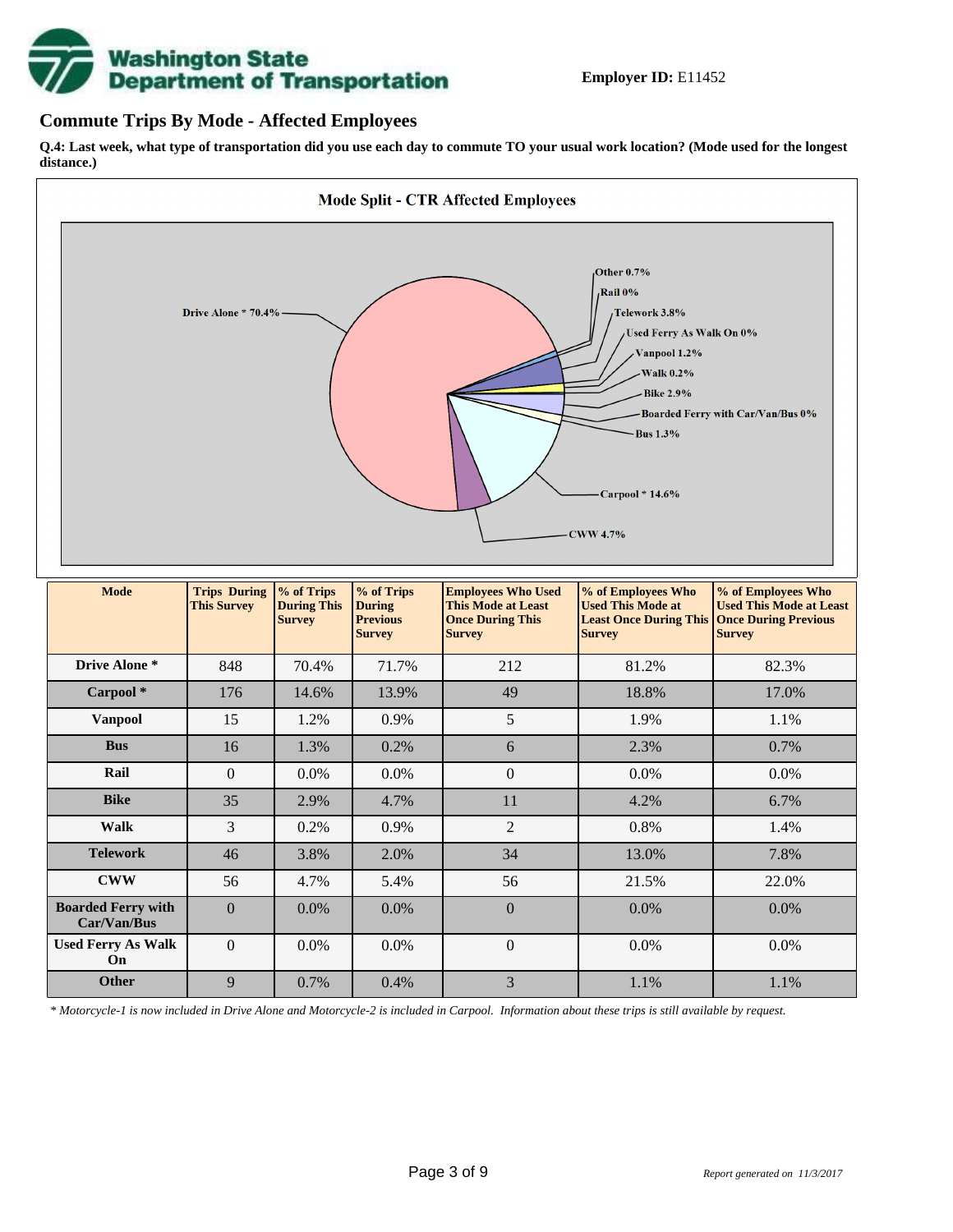**Employer ID:** E11452

## Commute Trips By Mode - Affected Employees

**Q.4: Last week, what type of transportation did you use each day to commute TO your usual work location? (Mode used for the longest distance.)**

Mode Split - CTR Affected Employees

Drive Alone * 70.4%
Other 0.7%
Rail 0%
Telework 3.8%
Used Ferry As Walk On 0%
Vanpool 1.2%
Walk 0.2%
Bike 2.9%
Boarded Ferry with Car/Van/Bus 0%
Bus 1.3%
Carpool * 14.6%
CWW 4.7%

| Mode | Trips During This Survey | % of Trips During This Survey | % of Trips During Previous Survey | Employees Who Used This Mode at Least Once During This Survey | % of Employees Who Used This Mode at Least Once During This Survey | % of Employees Who Used This Mode at Least Once During Previous Survey |
|---|---|---|---|---|---|---|
| **Drive Alone *** | 848 | 70.4% | 71.7% | 212 | 81.2% | 82.3% |
| **Carpool *** | 176 | 14.6% | 13.9% | 49 | 18.8% | 17.0% |
| **Vanpool** | 15 | 1.2% | 0.9% | 5 | 1.9% | 1.1% |
| **Bus** | 16 | 1.3% | 0.2% | 6 | 2.3% | 0.7% |
| **Rail** | 0 | 0.0% | 0.0% | 0 | 0.0% | 0.0% |
| **Bike** | 35 | 2.9% | 4.7% | 11 | 4.2% | 6.7% |
| **Walk** | 3 | 0.2% | 0.9% | 2 | 0.8% | 1.4% |
| **Telework** | 46 | 3.8% | 2.0% | 34 | 13.0% | 7.8% |
| **CWW** | 56 | 4.7% | 5.4% | 56 | 21.5% | 22.0% |
| **Boarded Ferry with Car/Van/Bus** | 0 | 0.0% | 0.0% | 0 | 0.0% | 0.0% |
| **Used Ferry As Walk On** | 0 | 0.0% | 0.0% | 0 | 0.0% | 0.0% |
| **Other** | 9 | 0.7% | 0.4% | 3 | 1.1% | 1.1% |

*\* Motorcycle-1 is now included in Drive Alone and Motorcycle-2 is included in Carpool. Information about these trips is still available by request.*

*Report generated on 11/3/2017*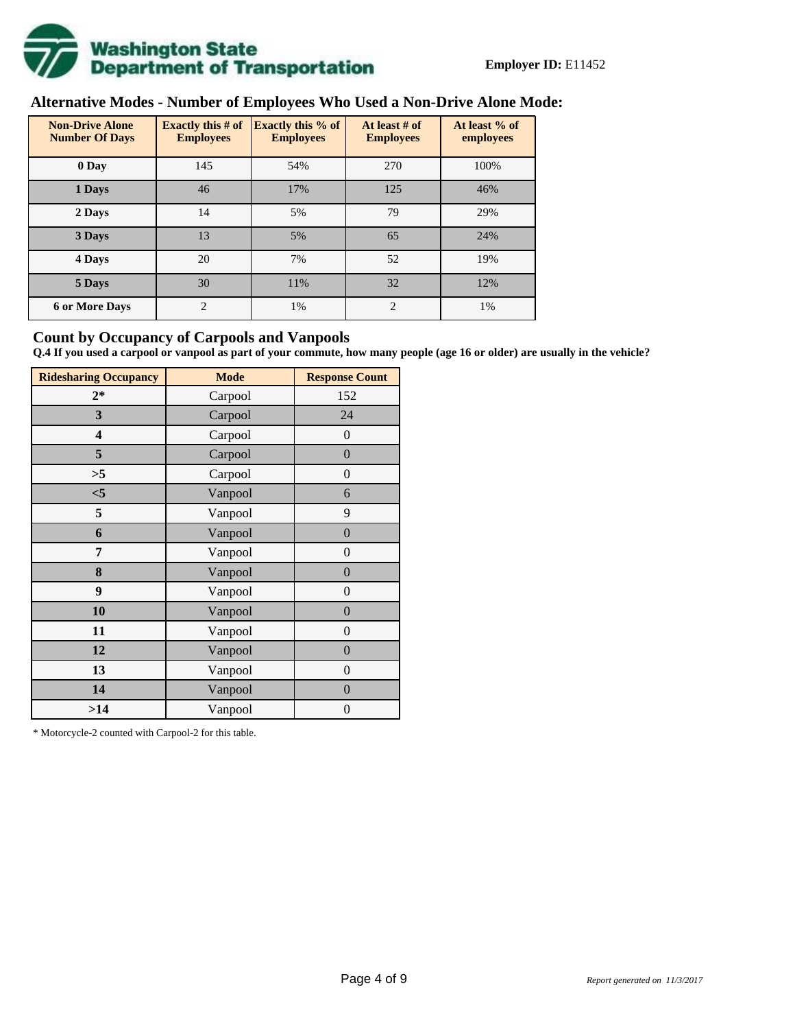**Employer ID:** E11452

## Alternative Modes - Number of Employees Who Used a Non-Drive Alone Mode:

| Non-Drive Alone Number Of Days | Exactly this # of Employees | Exactly this % of Employees | At least # of Employees | At least % of employees |
|---|---|---|---|---|
| 0 Day | 145 | 54% | 270 | 100% |
| 1 Days | 46 | 17% | 125 | 46% |
| 2 Days | 14 | 5% | 79 | 29% |
| 3 Days | 13 | 5% | 65 | 24% |
| 4 Days | 20 | 7% | 52 | 19% |
| 5 Days | 30 | 11% | 32 | 12% |
| 6 or More Days | 2 | 1% | 2 | 1% |

## Count by Occupancy of Carpools and Vanpools

**Q.4 If you used a carpool or vanpool as part of your commute, how many people (age 16 or older) are usually in the vehicle?**

| Ridesharing Occupancy | Mode | Response Count |
|---|---|---|
| 2* | Carpool | 152 |
| 3 | Carpool | 24 |
| 4 | Carpool | 0 |
| 5 | Carpool | 0 |
| >5 | Carpool | 0 |
| <5 | Vanpool | 6 |
| 5 | Vanpool | 9 |
| 6 | Vanpool | 0 |
| 7 | Vanpool | 0 |
| 8 | Vanpool | 0 |
| 9 | Vanpool | 0 |
| 10 | Vanpool | 0 |
| 11 | Vanpool | 0 |
| 12 | Vanpool | 0 |
| 13 | Vanpool | 0 |
| 14 | Vanpool | 0 |
| >14 | Vanpool | 0 |

* Motorcycle-2 counted with Carpool-2 for this table.

*Report generated on 11/3/2017*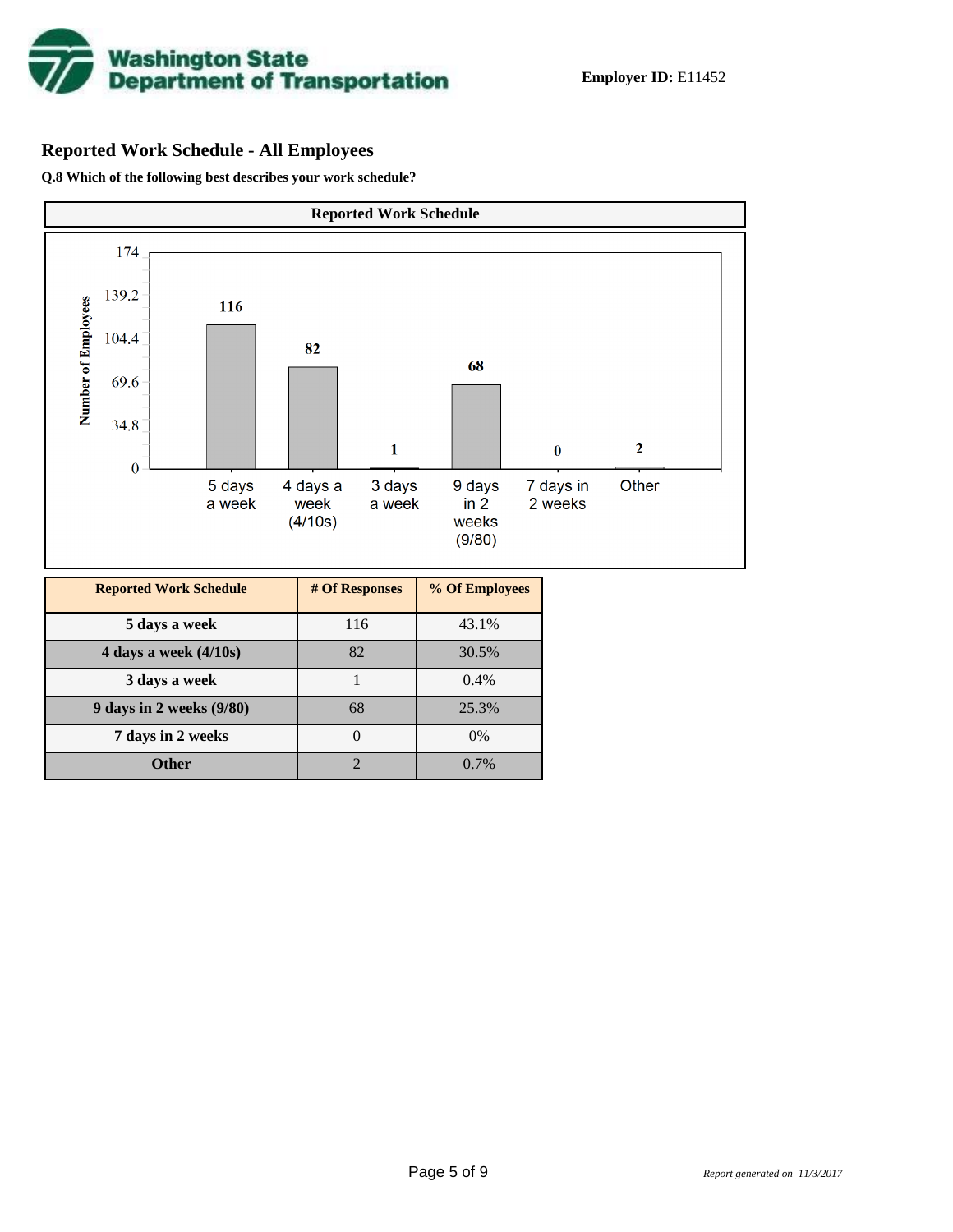**Employer ID:** E11452

## Reported Work Schedule - All Employees

**Q.8 Which of the following best describes your work schedule?**

| Reported Work Schedule | # Of Responses | % Of Employees |
|---|---|---|
| 5 days a week | 116 | 43.1% |
| 4 days a week (4/10s) | 82 | 30.5% |
| 3 days a week | 1 | 0.4% |
| 9 days in 2 weeks (9/80) | 68 | 25.3% |
| 7 days in 2 weeks | 0 | 0% |
| Other | 2 | 0.7% |

*Report generated on 11/3/2017*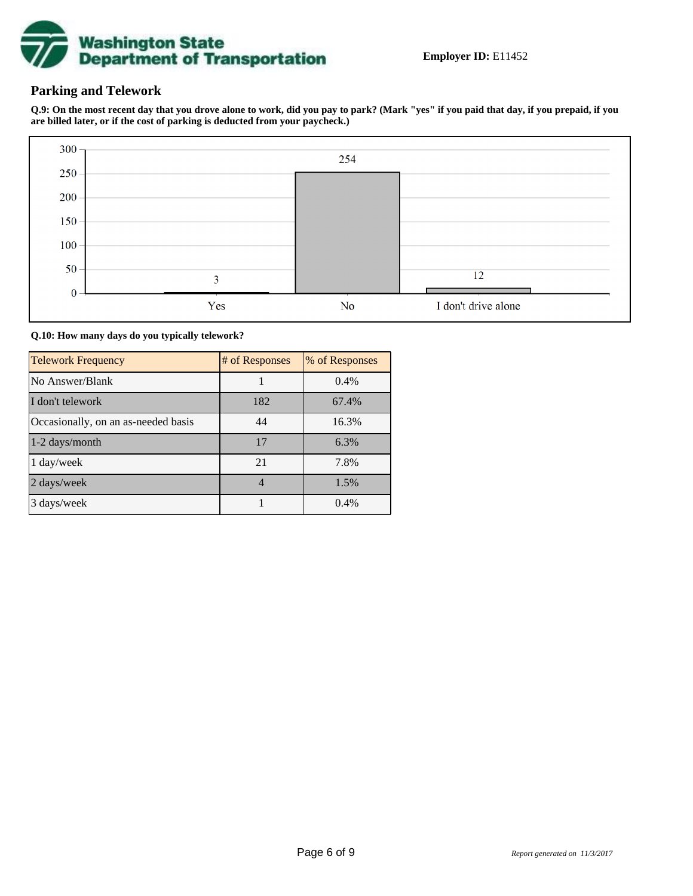**Employer ID:** E11452

## Parking and Telework

**Q.9: On the most recent day that you drove alone to work, did you pay to park? (Mark "yes" if you paid that day, if you prepaid, if you are billed later, or if the cost of parking is deducted from your paycheck.)**

300
250
200
150
100
50
0

3
254
12

Yes
No
I don't drive alone

**Q.10: How many days do you typically telework?**

| Telework Frequency | # of Responses | % of Responses |
|---|---|---|
| No Answer/Blank | 1 | 0.4% |
| I don't telework | 182 | 67.4% |
| Occasionally, on an as-needed basis | 44 | 16.3% |
| 1-2 days/month | 17 | 6.3% |
| 1 day/week | 21 | 7.8% |
| 2 days/week | 4 | 1.5% |
| 3 days/week | 1 | 0.4% |

*Report generated on 11/3/2017*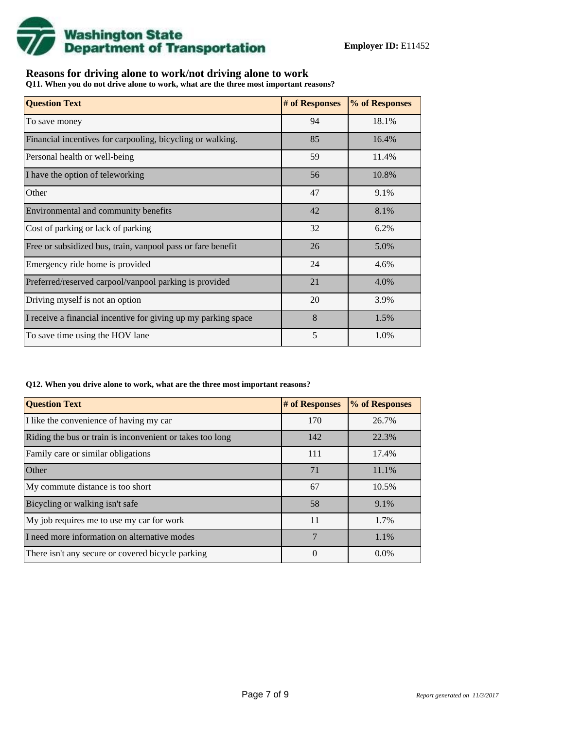**Employer ID:** E11452

## Reasons for driving alone to work/not driving alone to work

**Q11. When you do not drive alone to work, what are the three most important reasons?**

| Question Text | # of Responses | % of Responses |
|---|---|---|
| To save money | 94 | 18.1% |
| Financial incentives for carpooling, bicycling or walking. | 85 | 16.4% |
| Personal health or well-being | 59 | 11.4% |
| I have the option of teleworking | 56 | 10.8% |
| Other | 47 | 9.1% |
| Environmental and community benefits | 42 | 8.1% |
| Cost of parking or lack of parking | 32 | 6.2% |
| Free or subsidized bus, train, vanpool pass or fare benefit | 26 | 5.0% |
| Emergency ride home is provided | 24 | 4.6% |
| Preferred/reserved carpool/vanpool parking is provided | 21 | 4.0% |
| Driving myself is not an option | 20 | 3.9% |
| I receive a financial incentive for giving up my parking space | 8 | 1.5% |
| To save time using the HOV lane | 5 | 1.0% |

**Q12. When you drive alone to work, what are the three most important reasons?**

| Question Text | # of Responses | % of Responses |
|---|---|---|
| I like the convenience of having my car | 170 | 26.7% |
| Riding the bus or train is inconvenient or takes too long | 142 | 22.3% |
| Family care or similar obligations | 111 | 17.4% |
| Other | 71 | 11.1% |
| My commute distance is too short | 67 | 10.5% |
| Bicycling or walking isn't safe | 58 | 9.1% |
| My job requires me to use my car for work | 11 | 1.7% |
| I need more information on alternative modes | 7 | 1.1% |
| There isn't any secure or covered bicycle parking | 0 | 0.0% |

*Report generated on 11/3/2017*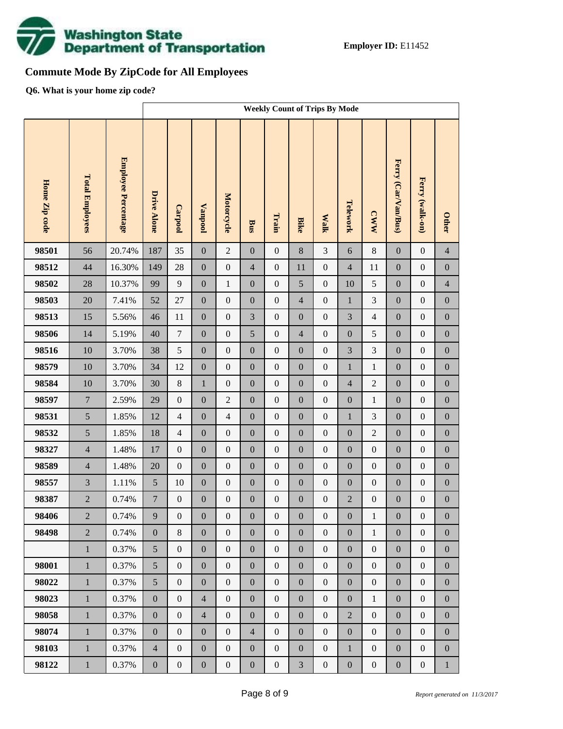**Employer ID:** E11452

## Commute Mode By ZipCode for All Employees

**Q6. What is your home zip code?**

| | | | Weekly Count of Trips By Mode | | | | | | | | | | | | |
|---|---|---|---|---|---|---|---|---|---|---|---|---|---|---|---|
| Home Zip code | Total Employees | Employee Percentage | Drive Alone | Carpool | Vanpool | Motorcycle | Bus | Train | Bike | Walk | Telework | CWW | Ferry (Car/Van/Bus) | Ferry (walk-on) | Other |
| 98501 | 56 | 20.74% | 187 | 35 | 0 | 2 | 0 | 0 | 8 | 3 | 6 | 8 | 0 | 0 | 4 |
| 98512 | 44 | 16.30% | 149 | 28 | 0 | 0 | 4 | 0 | 11 | 0 | 4 | 11 | 0 | 0 | 0 |
| 98502 | 28 | 10.37% | 99 | 9 | 0 | 1 | 0 | 0 | 5 | 0 | 10 | 5 | 0 | 0 | 4 |
| 98503 | 20 | 7.41% | 52 | 27 | 0 | 0 | 0 | 0 | 4 | 0 | 1 | 3 | 0 | 0 | 0 |
| 98513 | 15 | 5.56% | 46 | 11 | 0 | 0 | 3 | 0 | 0 | 0 | 3 | 4 | 0 | 0 | 0 |
| 98506 | 14 | 5.19% | 40 | 7 | 0 | 0 | 5 | 0 | 4 | 0 | 0 | 5 | 0 | 0 | 0 |
| 98516 | 10 | 3.70% | 38 | 5 | 0 | 0 | 0 | 0 | 0 | 0 | 3 | 3 | 0 | 0 | 0 |
| 98579 | 10 | 3.70% | 34 | 12 | 0 | 0 | 0 | 0 | 0 | 0 | 1 | 1 | 0 | 0 | 0 |
| 98584 | 10 | 3.70% | 30 | 8 | 1 | 0 | 0 | 0 | 0 | 0 | 4 | 2 | 0 | 0 | 0 |
| 98597 | 7 | 2.59% | 29 | 0 | 0 | 2 | 0 | 0 | 0 | 0 | 0 | 1 | 0 | 0 | 0 |
| 98531 | 5 | 1.85% | 12 | 4 | 0 | 4 | 0 | 0 | 0 | 0 | 1 | 3 | 0 | 0 | 0 |
| 98532 | 5 | 1.85% | 18 | 4 | 0 | 0 | 0 | 0 | 0 | 0 | 0 | 2 | 0 | 0 | 0 |
| 98327 | 4 | 1.48% | 17 | 0 | 0 | 0 | 0 | 0 | 0 | 0 | 0 | 0 | 0 | 0 | 0 |
| 98589 | 4 | 1.48% | 20 | 0 | 0 | 0 | 0 | 0 | 0 | 0 | 0 | 0 | 0 | 0 | 0 |
| 98557 | 3 | 1.11% | 5 | 10 | 0 | 0 | 0 | 0 | 0 | 0 | 0 | 0 | 0 | 0 | 0 |
| 98387 | 2 | 0.74% | 7 | 0 | 0 | 0 | 0 | 0 | 0 | 0 | 2 | 0 | 0 | 0 | 0 |
| 98406 | 2 | 0.74% | 9 | 0 | 0 | 0 | 0 | 0 | 0 | 0 | 0 | 1 | 0 | 0 | 0 |
| 98498 | 2 | 0.74% | 0 | 8 | 0 | 0 | 0 | 0 | 0 | 0 | 0 | 1 | 0 | 0 | 0 |
| | 1 | 0.37% | 5 | 0 | 0 | 0 | 0 | 0 | 0 | 0 | 0 | 0 | 0 | 0 | 0 |
| 98001 | 1 | 0.37% | 5 | 0 | 0 | 0 | 0 | 0 | 0 | 0 | 0 | 0 | 0 | 0 | 0 |
| 98022 | 1 | 0.37% | 5 | 0 | 0 | 0 | 0 | 0 | 0 | 0 | 0 | 0 | 0 | 0 | 0 |
| 98023 | 1 | 0.37% | 0 | 0 | 4 | 0 | 0 | 0 | 0 | 0 | 0 | 1 | 0 | 0 | 0 |
| 98058 | 1 | 0.37% | 0 | 0 | 4 | 0 | 0 | 0 | 0 | 0 | 2 | 0 | 0 | 0 | 0 |
| 98074 | 1 | 0.37% | 0 | 0 | 0 | 0 | 4 | 0 | 0 | 0 | 0 | 0 | 0 | 0 | 0 |
| 98103 | 1 | 0.37% | 4 | 0 | 0 | 0 | 0 | 0 | 0 | 0 | 1 | 0 | 0 | 0 | 0 |
| 98122 | 1 | 0.37% | 0 | 0 | 0 | 0 | 0 | 0 | 3 | 0 | 0 | 0 | 0 | 0 | 1 |

*Report generated on 11/3/2017*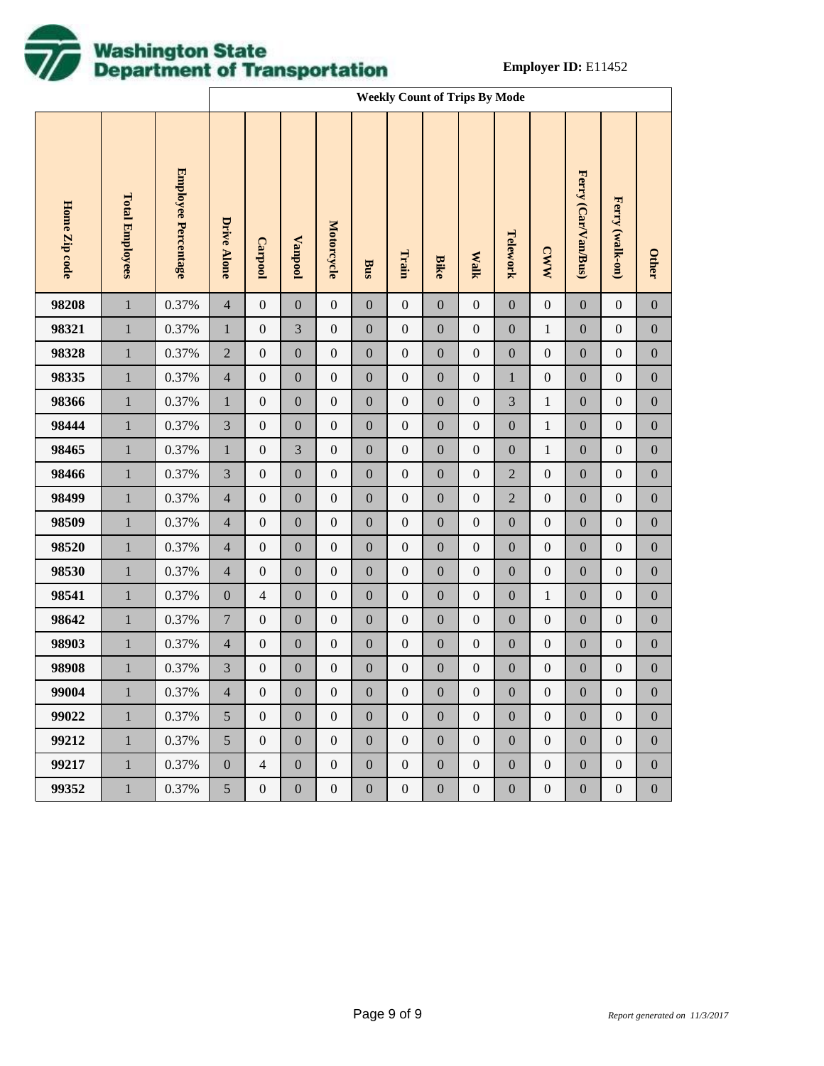**Employer ID:** E11452

| Home Zip code | Total Employees | Employee Percentage | Weekly Count of Trips By Mode | | | | | | | | | | | | |
|---|---|---|---|---|---|---|---|---|---|---|---|---|---|---|---|
| | | | Drive Alone | Carpool | Vanpool | Motorcycle | Bus | Train | Bike | Walk | Telework | CWW | Ferry (Car/Van/Bus) | Ferry (walk-on) | Other |
| 98208 | 1 | 0.37% | 4 | 0 | 0 | 0 | 0 | 0 | 0 | 0 | 0 | 0 | 0 | 0 | 0 |
| 98321 | 1 | 0.37% | 1 | 0 | 3 | 0 | 0 | 0 | 0 | 0 | 0 | 1 | 0 | 0 | 0 |
| 98328 | 1 | 0.37% | 2 | 0 | 0 | 0 | 0 | 0 | 0 | 0 | 0 | 0 | 0 | 0 | 0 |
| 98335 | 1 | 0.37% | 4 | 0 | 0 | 0 | 0 | 0 | 0 | 0 | 1 | 0 | 0 | 0 | 0 |
| 98366 | 1 | 0.37% | 1 | 0 | 0 | 0 | 0 | 0 | 0 | 0 | 3 | 1 | 0 | 0 | 0 |
| 98444 | 1 | 0.37% | 3 | 0 | 0 | 0 | 0 | 0 | 0 | 0 | 0 | 1 | 0 | 0 | 0 |
| 98465 | 1 | 0.37% | 1 | 0 | 3 | 0 | 0 | 0 | 0 | 0 | 0 | 1 | 0 | 0 | 0 |
| 98466 | 1 | 0.37% | 3 | 0 | 0 | 0 | 0 | 0 | 0 | 0 | 2 | 0 | 0 | 0 | 0 |
| 98499 | 1 | 0.37% | 4 | 0 | 0 | 0 | 0 | 0 | 0 | 0 | 2 | 0 | 0 | 0 | 0 |
| 98509 | 1 | 0.37% | 4 | 0 | 0 | 0 | 0 | 0 | 0 | 0 | 0 | 0 | 0 | 0 | 0 |
| 98520 | 1 | 0.37% | 4 | 0 | 0 | 0 | 0 | 0 | 0 | 0 | 0 | 0 | 0 | 0 | 0 |
| 98530 | 1 | 0.37% | 4 | 0 | 0 | 0 | 0 | 0 | 0 | 0 | 0 | 0 | 0 | 0 | 0 |
| 98541 | 1 | 0.37% | 0 | 4 | 0 | 0 | 0 | 0 | 0 | 0 | 0 | 1 | 0 | 0 | 0 |
| 98642 | 1 | 0.37% | 7 | 0 | 0 | 0 | 0 | 0 | 0 | 0 | 0 | 0 | 0 | 0 | 0 |
| 98903 | 1 | 0.37% | 4 | 0 | 0 | 0 | 0 | 0 | 0 | 0 | 0 | 0 | 0 | 0 | 0 |
| 98908 | 1 | 0.37% | 3 | 0 | 0 | 0 | 0 | 0 | 0 | 0 | 0 | 0 | 0 | 0 | 0 |
| 99004 | 1 | 0.37% | 4 | 0 | 0 | 0 | 0 | 0 | 0 | 0 | 0 | 0 | 0 | 0 | 0 |
| 99022 | 1 | 0.37% | 5 | 0 | 0 | 0 | 0 | 0 | 0 | 0 | 0 | 0 | 0 | 0 | 0 |
| 99212 | 1 | 0.37% | 5 | 0 | 0 | 0 | 0 | 0 | 0 | 0 | 0 | 0 | 0 | 0 | 0 |
| 99217 | 1 | 0.37% | 0 | 4 | 0 | 0 | 0 | 0 | 0 | 0 | 0 | 0 | 0 | 0 | 0 |
| 99352 | 1 | 0.37% | 5 | 0 | 0 | 0 | 0 | 0 | 0 | 0 | 0 | 0 | 0 | 0 | 0 |

*Report generated on 11/3/2017*